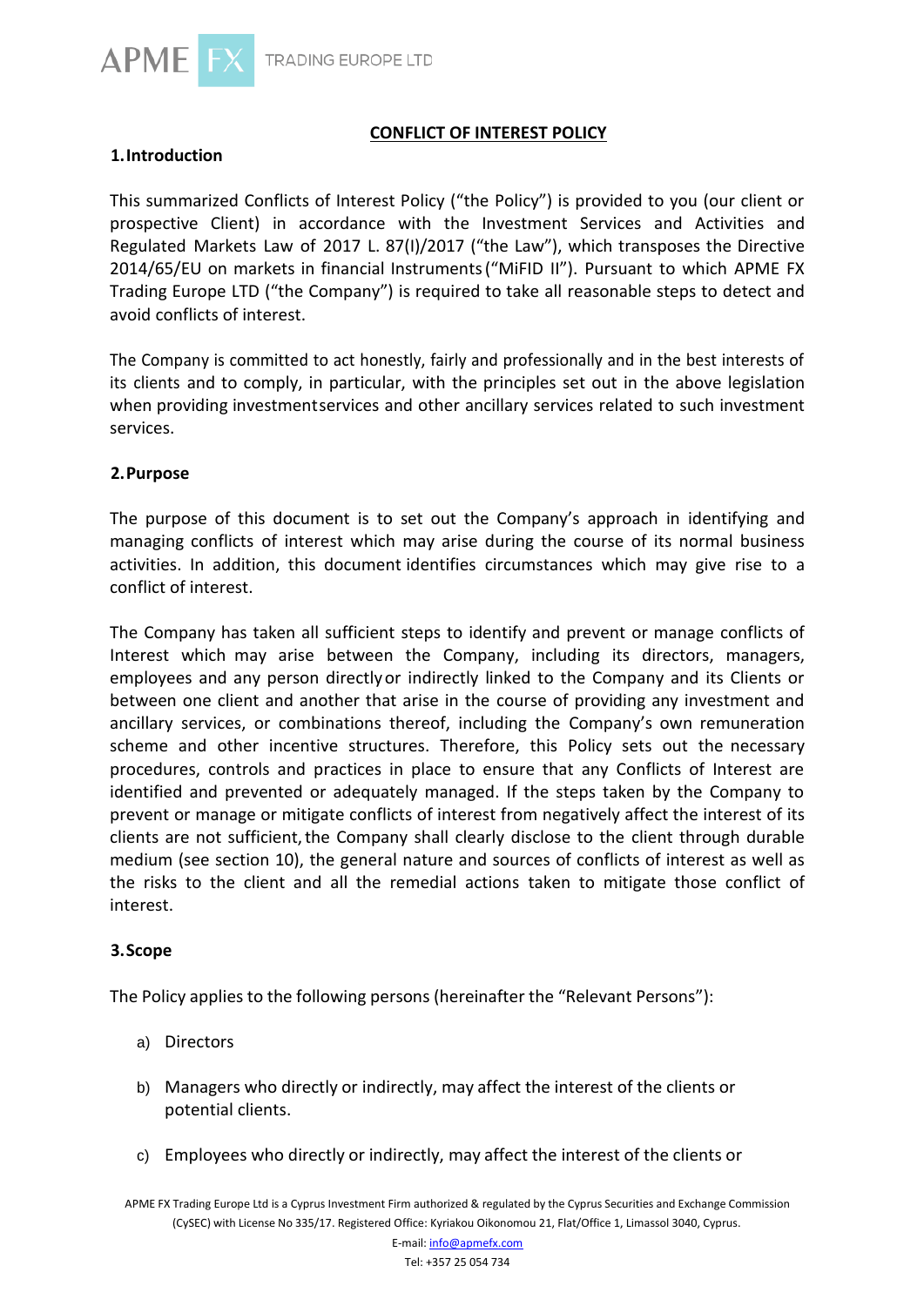# CONFLICT OF INTEREST POLICY

## 1. Introduction

This summarized Conflicts of Interest Policy ("the Policy") is provided to you (our client or prospective Client) in accordance with the Investment Services and Activities and Regulated Markets Law of 2017 L. 87(I)/2017 ("the Law"), which transposes the Directive 2014/65/EU on markets in financial Instruments ("MiFID II"). Pursuant to which APME FX Trading Europe LTD ("the Company") is required to take all reasonable steps to detect and avoid conflicts of interest.

The Company is committed to act honestly, fairly and professionally and in the best interests of its clients and to comply, in particular, with the principles set out in the above legislation when providing investmentservices and other ancillary services related to such investment services.

## 2. Purpose

The purpose of this document is to set out the Company's approach in identifying and managing conflicts of interest which may arise during the course of its normal business activities. In addition, this document identifies circumstances which may give rise to a conflict of interest.

The Company has taken all sufficient steps to identify and prevent or manage conflicts of Interest which may arise between the Company, including its directors, managers, employees and any person directly or indirectly linked to the Company and its Clients or between one client and another that arise in the course of providing any investment and ancillary services, or combinations thereof, including the Company's own remuneration scheme and other incentive structures. Therefore, this Policy sets out the necessary procedures, controls and practices in place to ensure that any Conflicts of Interest are identified and prevented or adequately managed. If the steps taken by the Company to prevent or manage or mitigate conflicts of interest from negatively affect the interest of its clients are not sufficient, the Company shall clearly disclose to the client through durable medium (see section 10), the general nature and sources of conflicts of interest as well as the risks to the client and all the remedial actions taken to mitigate those conflict of interest.

## 3. Scope

The Policy applies to the following persons (hereinafter the "Relevant Persons"):

a) Directors

b) Managers who directly or indirectly, may affect the interest of the clients or potential clients.

c) Employees who directly or indirectly, may affect the interest of the clients or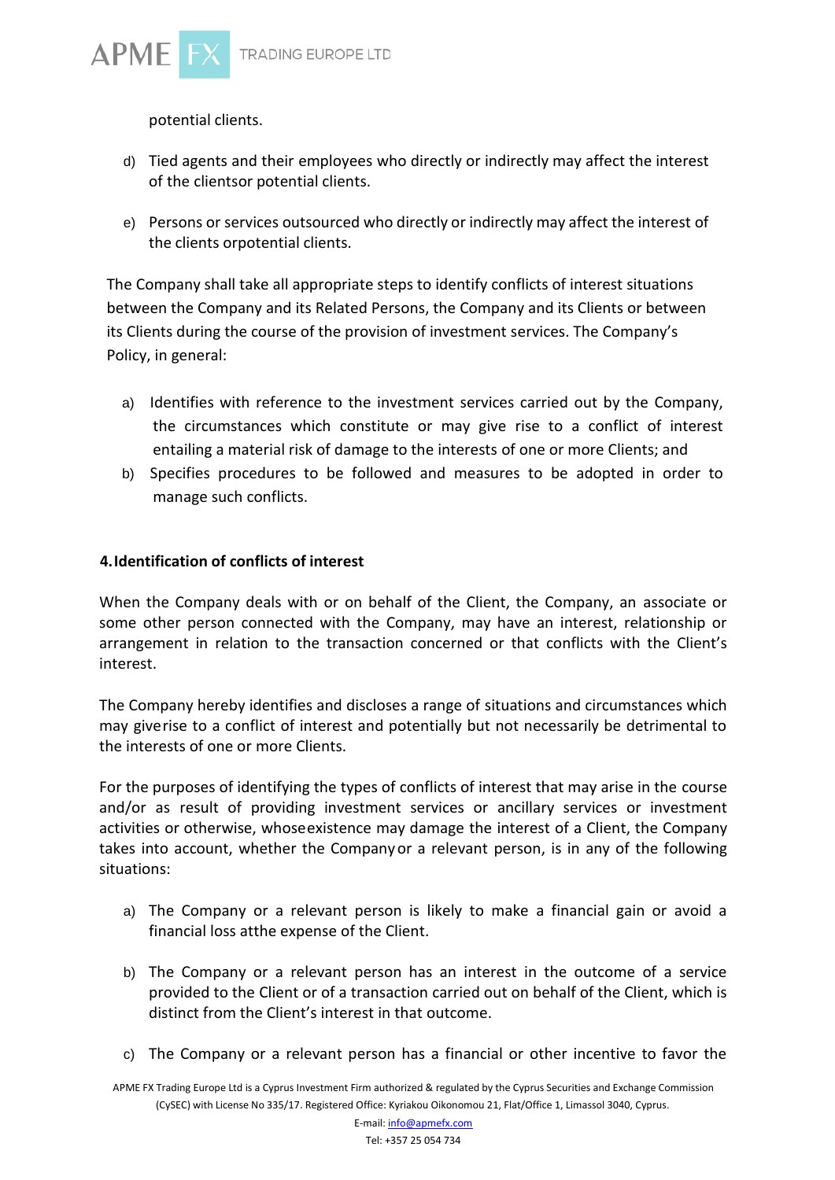potential clients.

d) Tied agents and their employees who directly or indirectly may affect the interest of the clientsor potential clients.

e) Persons or services outsourced who directly or indirectly may affect the interest of the clients orpotential clients.

The Company shall take all appropriate steps to identify conflicts of interest situations between the Company and its Related Persons, the Company and its Clients or between its Clients during the course of the provision of investment services. The Company's Policy, in general:

a) Identifies with reference to the investment services carried out by the Company, the circumstances which constitute or may give rise to a conflict of interest entailing a material risk of damage to the interests of one or more Clients; and
b) Specifies procedures to be followed and measures to be adopted in order to manage such conflicts.

**4. Identification of conflicts of interest**

When the Company deals with or on behalf of the Client, the Company, an associate or some other person connected with the Company, may have an interest, relationship or arrangement in relation to the transaction concerned or that conflicts with the Client's interest.

The Company hereby identifies and discloses a range of situations and circumstances which may giverise to a conflict of interest and potentially but not necessarily be detrimental to the interests of one or more Clients.

For the purposes of identifying the types of conflicts of interest that may arise in the course and/or as result of providing investment services or ancillary services or investment activities or otherwise, whoseexistence may damage the interest of a Client, the Company takes into account, whether the Companyor a relevant person, is in any of the following situations:

a) The Company or a relevant person is likely to make a financial gain or avoid a financial loss atthe expense of the Client.

b) The Company or a relevant person has an interest in the outcome of a service provided to the Client or of a transaction carried out on behalf of the Client, which is distinct from the Client's interest in that outcome.

c) The Company or a relevant person has a financial or other incentive to favor the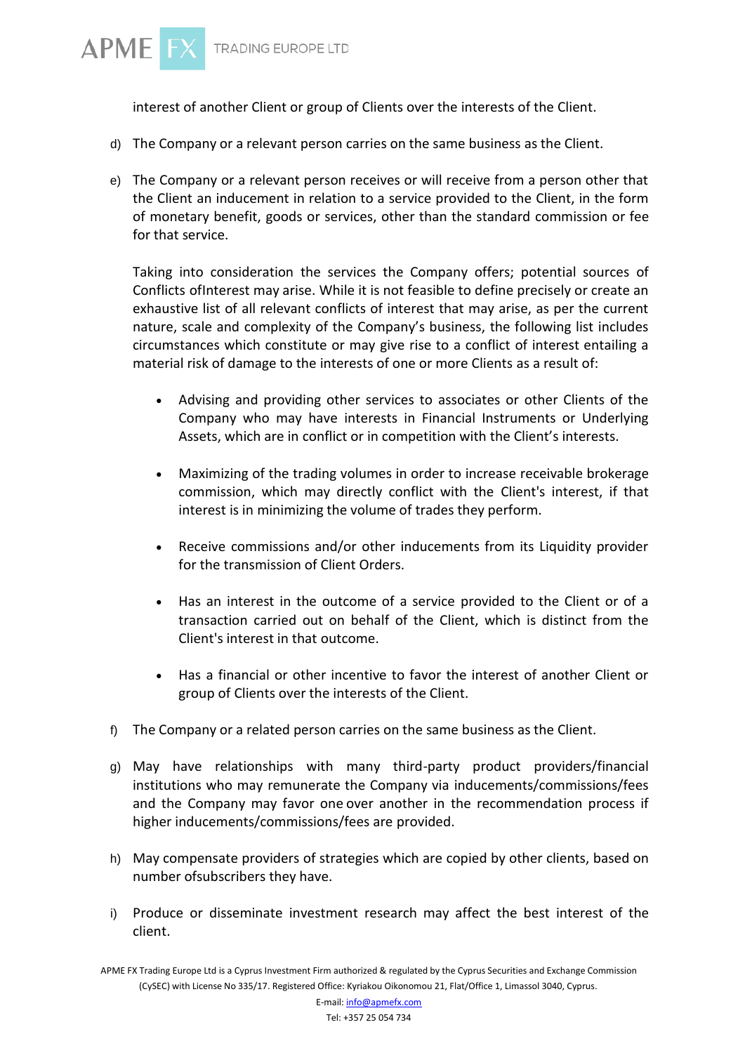interest of another Client or group of Clients over the interests of the Client.

d) The Company or a relevant person carries on the same business as the Client.

e) The Company or a relevant person receives or will receive from a person other that the Client an inducement in relation to a service provided to the Client, in the form of monetary benefit, goods or services, other than the standard commission or fee for that service.

Taking into consideration the services the Company offers; potential sources of Conflicts ofInterest may arise. While it is not feasible to define precisely or create an exhaustive list of all relevant conflicts of interest that may arise, as per the current nature, scale and complexity of the Company's business, the following list includes circumstances which constitute or may give rise to a conflict of interest entailing a material risk of damage to the interests of one or more Clients as a result of:

- Advising and providing other services to associates or other Clients of the Company who may have interests in Financial Instruments or Underlying Assets, which are in conflict or in competition with the Client's interests.
- Maximizing of the trading volumes in order to increase receivable brokerage commission, which may directly conflict with the Client's interest, if that interest is in minimizing the volume of trades they perform.
- Receive commissions and/or other inducements from its Liquidity provider for the transmission of Client Orders.
- Has an interest in the outcome of a service provided to the Client or of a transaction carried out on behalf of the Client, which is distinct from the Client's interest in that outcome.
- Has a financial or other incentive to favor the interest of another Client or group of Clients over the interests of the Client.

f) The Company or a related person carries on the same business as the Client.

g) May have relationships with many third-party product providers/financial institutions who may remunerate the Company via inducements/commissions/fees and the Company may favor one over another in the recommendation process if higher inducements/commissions/fees are provided.

h) May compensate providers of strategies which are copied by other clients, based on number ofsubscribers they have.

i) Produce or disseminate investment research may affect the best interest of the client.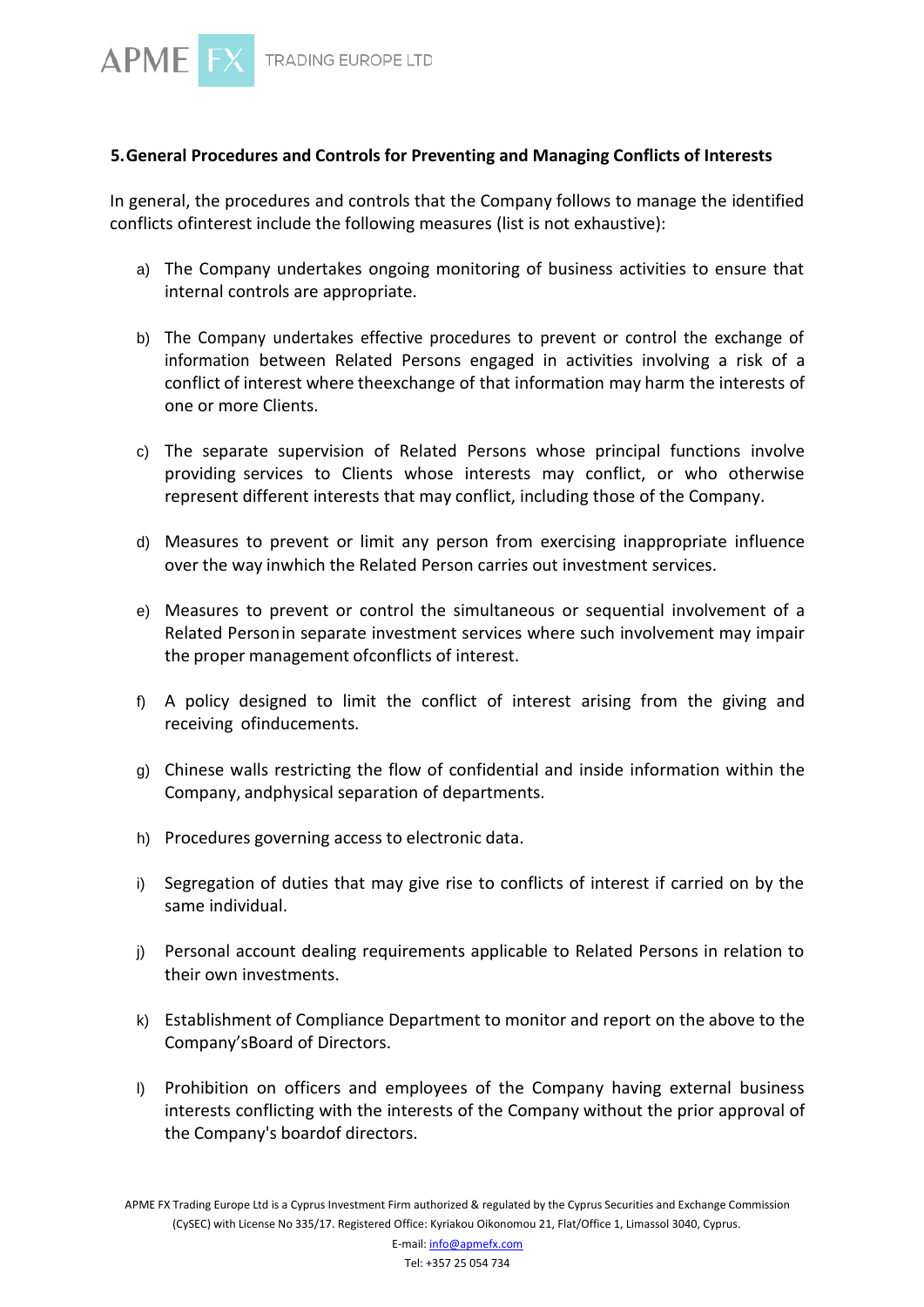## 5. General Procedures and Controls for Preventing and Managing Conflicts of Interests

In general, the procedures and controls that the Company follows to manage the identified conflicts ofinterest include the following measures (list is not exhaustive):

a) The Company undertakes ongoing monitoring of business activities to ensure that internal controls are appropriate.

b) The Company undertakes effective procedures to prevent or control the exchange of information between Related Persons engaged in activities involving a risk of a conflict of interest where theexchange of that information may harm the interests of one or more Clients.

c) The separate supervision of Related Persons whose principal functions involve providing services to Clients whose interests may conflict, or who otherwise represent different interests that may conflict, including those of the Company.

d) Measures to prevent or limit any person from exercising inappropriate influence over the way inwhich the Related Person carries out investment services.

e) Measures to prevent or control the simultaneous or sequential involvement of a Related Personin separate investment services where such involvement may impair the proper management ofconflicts of interest.

f) A policy designed to limit the conflict of interest arising from the giving and receiving ofinducements.

g) Chinese walls restricting the flow of confidential and inside information within the Company, andphysical separation of departments.

h) Procedures governing access to electronic data.

i) Segregation of duties that may give rise to conflicts of interest if carried on by the same individual.

j) Personal account dealing requirements applicable to Related Persons in relation to their own investments.

k) Establishment of Compliance Department to monitor and report on the above to the Company'sBoard of Directors.

l) Prohibition on officers and employees of the Company having external business interests conflicting with the interests of the Company without the prior approval of the Company's boardof directors.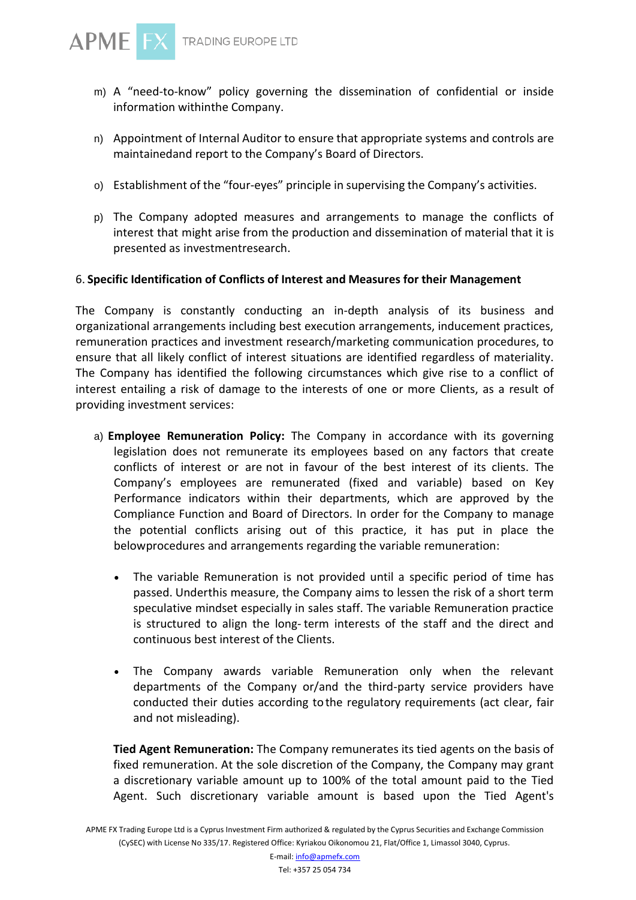m) A "need-to-know" policy governing the dissemination of confidential or inside information withinthe Company.

n) Appointment of Internal Auditor to ensure that appropriate systems and controls are maintainedand report to the Company's Board of Directors.

o) Establishment of the "four-eyes" principle in supervising the Company's activities.

p) The Company adopted measures and arrangements to manage the conflicts of interest that might arise from the production and dissemination of material that it is presented as investmentresearch.

6. **Specific Identification of Conflicts of Interest and Measures for their Management**

The Company is constantly conducting an in-depth analysis of its business and organizational arrangements including best execution arrangements, inducement practices, remuneration practices and investment research/marketing communication procedures, to ensure that all likely conflict of interest situations are identified regardless of materiality. The Company has identified the following circumstances which give rise to a conflict of interest entailing a risk of damage to the interests of one or more Clients, as a result of providing investment services:

a) **Employee Remuneration Policy:** The Company in accordance with its governing legislation does not remunerate its employees based on any factors that create conflicts of interest or are not in favour of the best interest of its clients. The Company's employees are remunerated (fixed and variable) based on Key Performance indicators within their departments, which are approved by the Compliance Function and Board of Directors. In order for the Company to manage the potential conflicts arising out of this practice, it has put in place the belowprocedures and arrangements regarding the variable remuneration:

   - The variable Remuneration is not provided until a specific period of time has passed. Underthis measure, the Company aims to lessen the risk of a short term speculative mindset especially in sales staff. The variable Remuneration practice is structured to align the long- term interests of the staff and the direct and continuous best interest of the Clients.

   - The Company awards variable Remuneration only when the relevant departments of the Company or/and the third-party service providers have conducted their duties according tothe regulatory requirements (act clear, fair and not misleading).

   **Tied Agent Remuneration:** The Company remunerates its tied agents on the basis of fixed remuneration. At the sole discretion of the Company, the Company may grant a discretionary variable amount up to 100% of the total amount paid to the Tied Agent. Such discretionary variable amount is based upon the Tied Agent's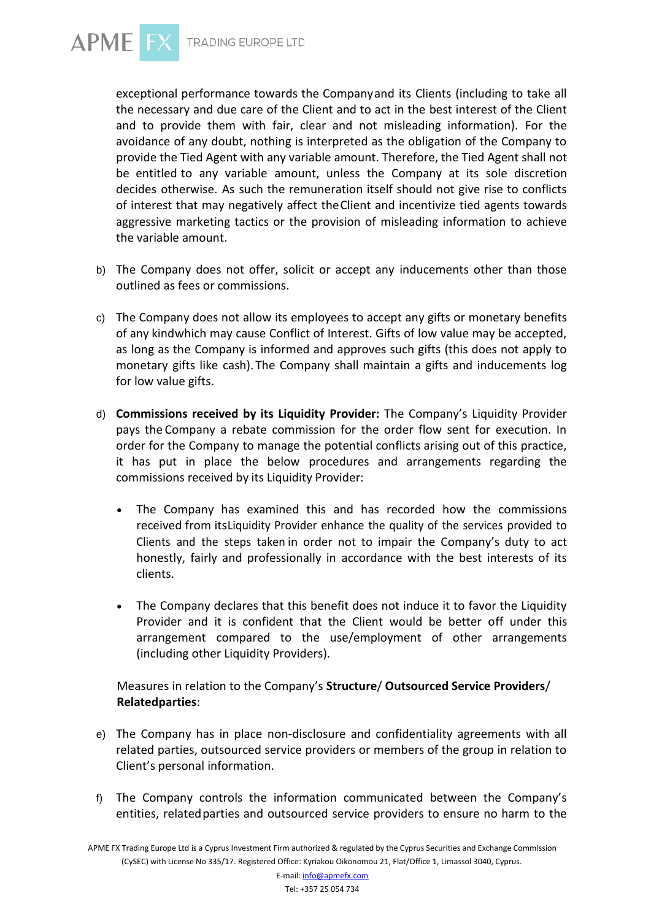exceptional performance towards the Company and its Clients (including to take all the necessary and due care of the Client and to act in the best interest of the Client and to provide them with fair, clear and not misleading information). For the avoidance of any doubt, nothing is interpreted as the obligation of the Company to provide the Tied Agent with any variable amount. Therefore, the Tied Agent shall not be entitled to any variable amount, unless the Company at its sole discretion decides otherwise. As such the remuneration itself should not give rise to conflicts of interest that may negatively affect the Client and incentivize tied agents towards aggressive marketing tactics or the provision of misleading information to achieve the variable amount.

b) The Company does not offer, solicit or accept any inducements other than those outlined as fees or commissions.

c) The Company does not allow its employees to accept any gifts or monetary benefits of any kind which may cause Conflict of Interest. Gifts of low value may be accepted, as long as the Company is informed and approves such gifts (this does not apply to monetary gifts like cash). The Company shall maintain a gifts and inducements log for low value gifts.

d) **Commissions received by its Liquidity Provider:** The Company's Liquidity Provider pays the Company a rebate commission for the order flow sent for execution. In order for the Company to manage the potential conflicts arising out of this practice, it has put in place the below procedures and arrangements regarding the commissions received by its Liquidity Provider:

   - The Company has examined this and has recorded how the commissions received from its Liquidity Provider enhance the quality of the services provided to Clients and the steps taken in order not to impair the Company's duty to act honestly, fairly and professionally in accordance with the best interests of its clients.

   - The Company declares that this benefit does not induce it to favor the Liquidity Provider and it is confident that the Client would be better off under this arrangement compared to the use/employment of other arrangements (including other Liquidity Providers).

Measures in relation to the Company's **Structure**/ **Outsourced Service Providers**/ **Related parties**:

e) The Company has in place non-disclosure and confidentiality agreements with all related parties, outsourced service providers or members of the group in relation to Client's personal information.

f) The Company controls the information communicated between the Company's entities, related parties and outsourced service providers to ensure no harm to the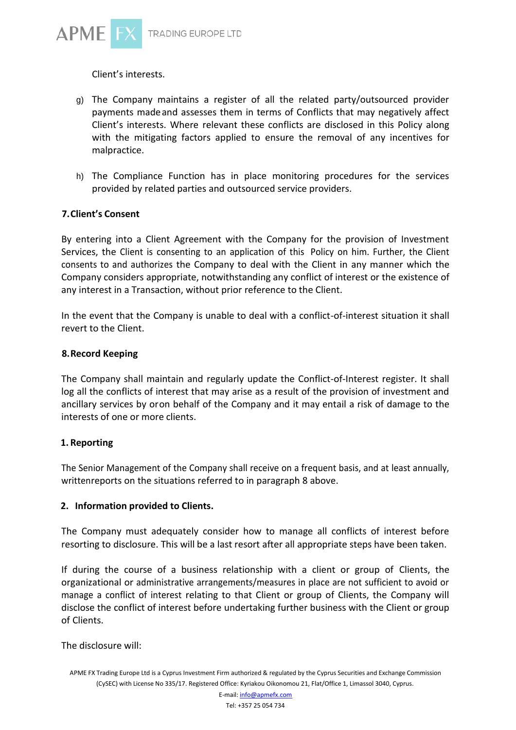Client's interests.

g) The Company maintains a register of all the related party/outsourced provider payments made and assesses them in terms of Conflicts that may negatively affect Client's interests. Where relevant these conflicts are disclosed in this Policy along with the mitigating factors applied to ensure the removal of any incentives for malpractice.

h) The Compliance Function has in place monitoring procedures for the services provided by related parties and outsourced service providers.

## 7. Client's Consent

By entering into a Client Agreement with the Company for the provision of Investment Services, the Client is consenting to an application of this Policy on him. Further, the Client consents to and authorizes the Company to deal with the Client in any manner which the Company considers appropriate, notwithstanding any conflict of interest or the existence of any interest in a Transaction, without prior reference to the Client.

In the event that the Company is unable to deal with a conflict-of-interest situation it shall revert to the Client.

## 8. Record Keeping

The Company shall maintain and regularly update the Conflict-of-Interest register. It shall log all the conflicts of interest that may arise as a result of the provision of investment and ancillary services by or on behalf of the Company and it may entail a risk of damage to the interests of one or more clients.

## 1. Reporting

The Senior Management of the Company shall receive on a frequent basis, and at least annually, written reports on the situations referred to in paragraph 8 above.

## 2. Information provided to Clients.

The Company must adequately consider how to manage all conflicts of interest before resorting to disclosure. This will be a last resort after all appropriate steps have been taken.

If during the course of a business relationship with a client or group of Clients, the organizational or administrative arrangements/measures in place are not sufficient to avoid or manage a conflict of interest relating to that Client or group of Clients, the Company will disclose the conflict of interest before undertaking further business with the Client or group of Clients.

The disclosure will: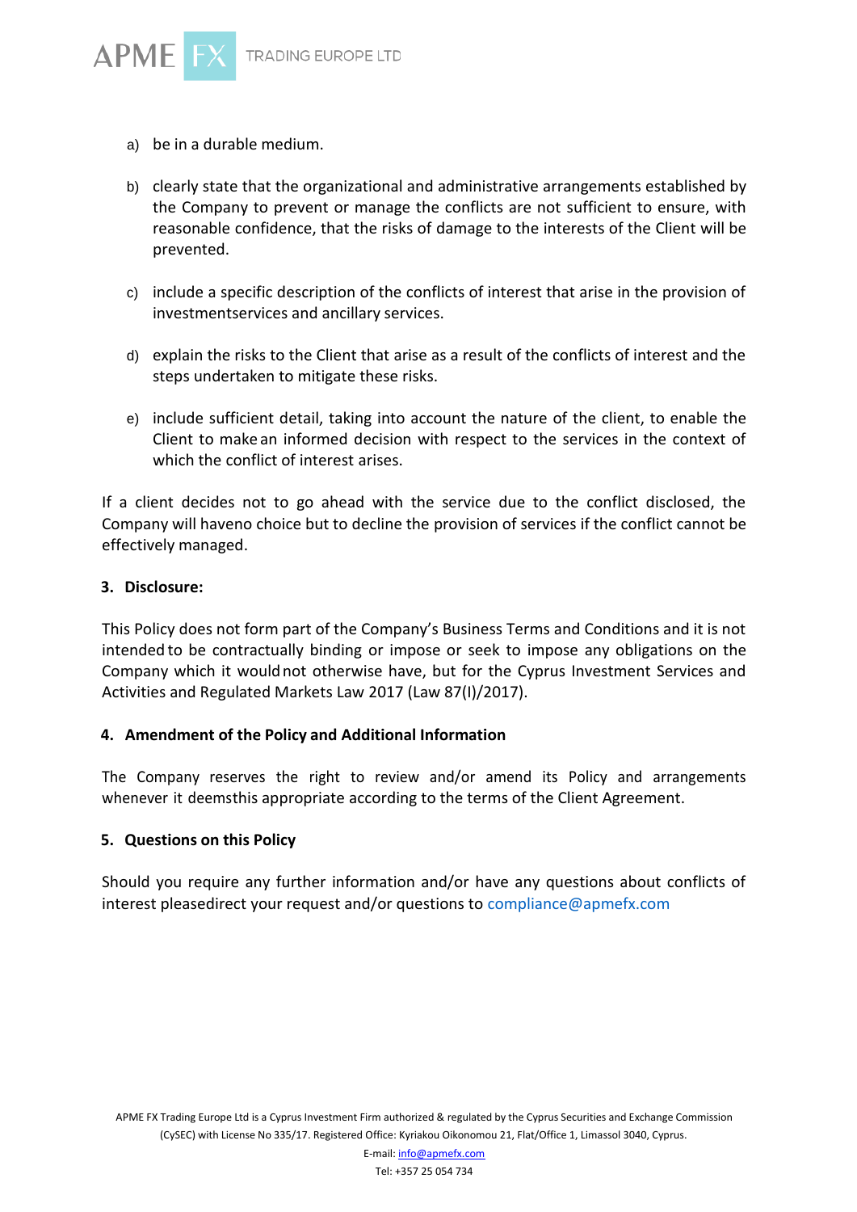a) be in a durable medium.

b) clearly state that the organizational and administrative arrangements established by the Company to prevent or manage the conflicts are not sufficient to ensure, with reasonable confidence, that the risks of damage to the interests of the Client will be prevented.

c) include a specific description of the conflicts of interest that arise in the provision of investmentservices and ancillary services.

d) explain the risks to the Client that arise as a result of the conflicts of interest and the steps undertaken to mitigate these risks.

e) include sufficient detail, taking into account the nature of the client, to enable the Client to make an informed decision with respect to the services in the context of which the conflict of interest arises.

If a client decides not to go ahead with the service due to the conflict disclosed, the Company will haveno choice but to decline the provision of services if the conflict cannot be effectively managed.

**3. Disclosure:**

This Policy does not form part of the Company's Business Terms and Conditions and it is not intended to be contractually binding or impose or seek to impose any obligations on the Company which it wouldnot otherwise have, but for the Cyprus Investment Services and Activities and Regulated Markets Law 2017 (Law 87(I)/2017).

**4. Amendment of the Policy and Additional Information**

The Company reserves the right to review and/or amend its Policy and arrangements whenever it deemsthis appropriate according to the terms of the Client Agreement.

**5. Questions on this Policy**

Should you require any further information and/or have any questions about conflicts of interest pleasedirect your request and/or questions to compliance@apmefx.com